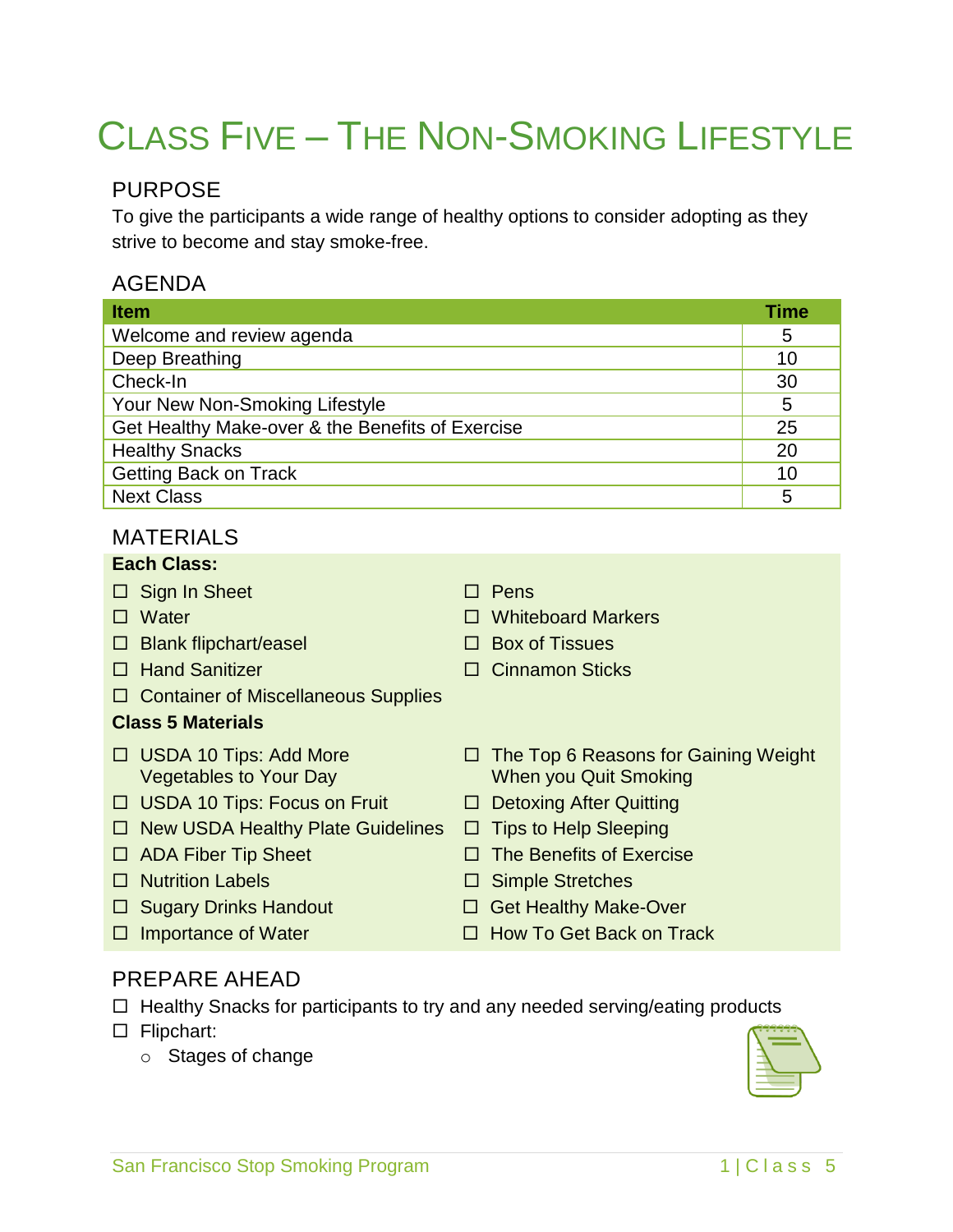# CLASS FIVE – THE NON-SMOKING LIFESTYLE

## PURPOSE

To give the participants a wide range of healthy options to consider adopting as they strive to become and stay smoke-free.

## AGENDA

| Item | Time |
|---|---|
| Welcome and review agenda | 5 |
| Deep Breathing | 10 |
| Check-In | 30 |
| Your New Non-Smoking Lifestyle | 5 |
| Get Healthy Make-over & the Benefits of Exercise | 25 |
| Healthy Snacks | 20 |
| Getting Back on Track | 10 |
| Next Class | 5 |

## MATERIALS

**Each Class:**

- ☐ Sign In Sheet
- ☐ Water
- ☐ Blank flipchart/easel
- ☐ Hand Sanitizer
- ☐ Container of Miscellaneous Supplies
- ☐ Pens
- ☐ Whiteboard Markers
- ☐ Box of Tissues
- ☐ Cinnamon Sticks

**Class 5 Materials**

- ☐ USDA 10 Tips: Add More Vegetables to Your Day
- ☐ USDA 10 Tips: Focus on Fruit
- ☐ New USDA Healthy Plate Guidelines
- ☐ ADA Fiber Tip Sheet
- ☐ Nutrition Labels
- ☐ Sugary Drinks Handout
- ☐ Importance of Water
- ☐ The Top 6 Reasons for Gaining Weight When you Quit Smoking
- ☐ Detoxing After Quitting
- ☐ Tips to Help Sleeping
- ☐ The Benefits of Exercise
- ☐ Simple Stretches
- ☐ Get Healthy Make-Over
- ☐ How To Get Back on Track

## PREPARE AHEAD

- ☐ Healthy Snacks for participants to try and any needed serving/eating products
- ☐ Flipchart:
  - Stages of change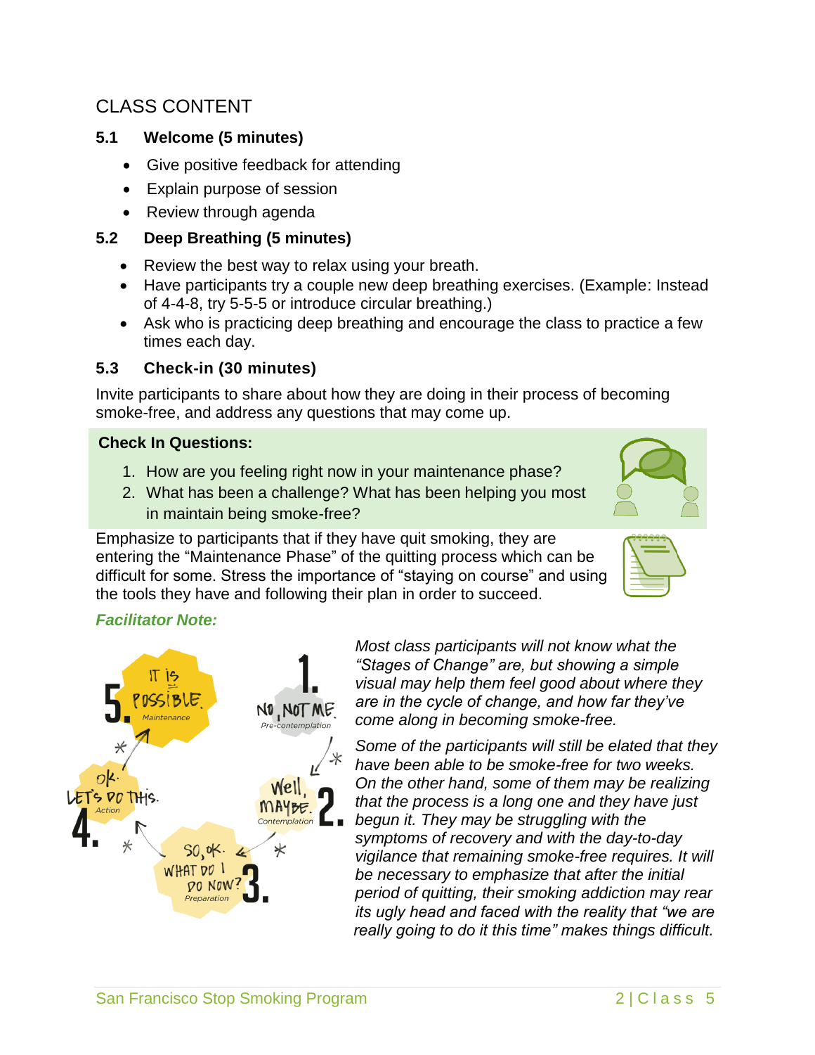## CLASS CONTENT

### 5.1 Welcome (5 minutes)

- Give positive feedback for attending
- Explain purpose of session
- Review through agenda

### 5.2 Deep Breathing (5 minutes)

- Review the best way to relax using your breath.
- Have participants try a couple new deep breathing exercises. (Example: Instead of 4-4-8, try 5-5-5 or introduce circular breathing.)
- Ask who is practicing deep breathing and encourage the class to practice a few times each day.

### 5.3 Check-in (30 minutes)

Invite participants to share about how they are doing in their process of becoming smoke-free, and address any questions that may come up.

**Check In Questions:**

1. How are you feeling right now in your maintenance phase?
2. What has been a challenge? What has been helping you most in maintain being smoke-free?

Emphasize to participants that if they have quit smoking, they are entering the "Maintenance Phase" of the quitting process which can be difficult for some. Stress the importance of "staying on course" and using the tools they have and following their plan in order to succeed.

***Facilitator Note:***

1. NO, NOT ME. *Pre-contemplation*
2. Well, MAYBE. *Contemplation*
3. SO, OK. WHAT DO I DO NOW? *Preparation*
4. OK. LET'S DO THIS. *Action*
5. IT IS POSSIBLE. *Maintenance*

*Most class participants will not know what the "Stages of Change" are, but showing a simple visual may help them feel good about where they are in the cycle of change, and how far they've come along in becoming smoke-free.*

*Some of the participants will still be elated that they have been able to be smoke-free for two weeks. On the other hand, some of them may be realizing that the process is a long one and they have just begun it. They may be struggling with the symptoms of recovery and with the day-to-day vigilance that remaining smoke-free requires. It will be necessary to emphasize that after the initial period of quitting, their smoking addiction may rear its ugly head and faced with the reality that "we are really going to do it this time" makes things difficult.*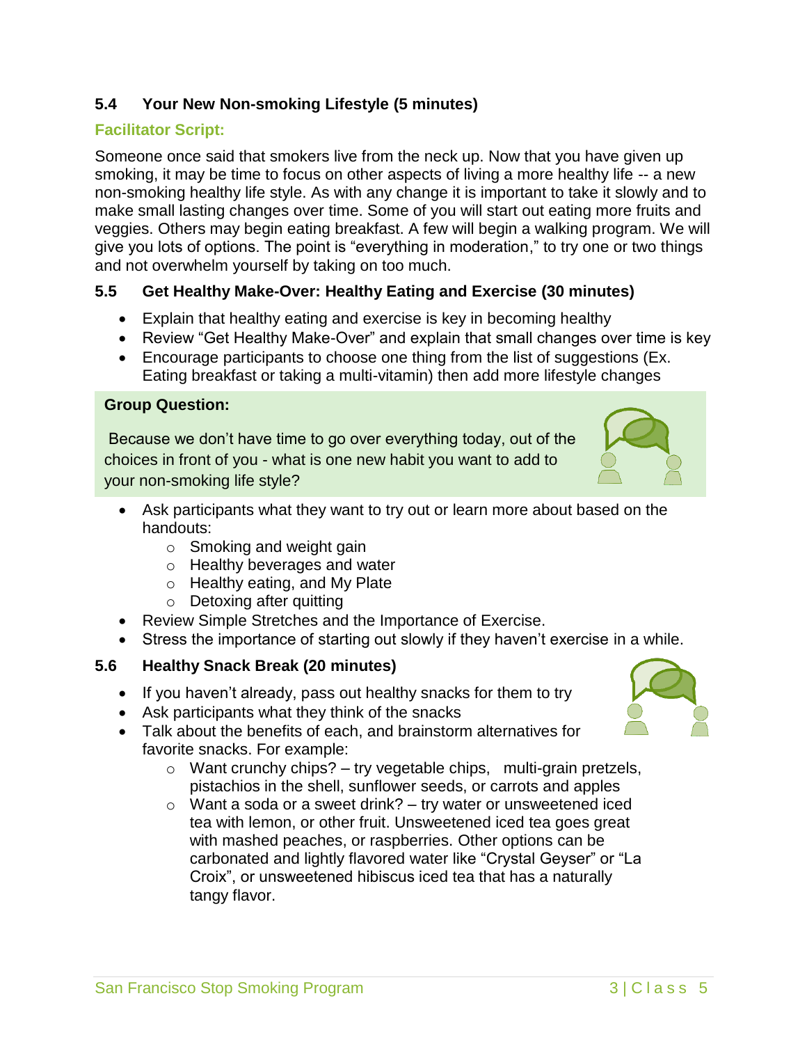### 5.4 Your New Non-smoking Lifestyle (5 minutes)

**Facilitator Script:**

Someone once said that smokers live from the neck up. Now that you have given up smoking, it may be time to focus on other aspects of living a more healthy life -- a new non-smoking healthy life style. As with any change it is important to take it slowly and to make small lasting changes over time. Some of you will start out eating more fruits and veggies. Others may begin eating breakfast. A few will begin a walking program. We will give you lots of options. The point is “everything in moderation,” to try one or two things and not overwhelm yourself by taking on too much.

### 5.5 Get Healthy Make-Over: Healthy Eating and Exercise (30 minutes)

- Explain that healthy eating and exercise is key in becoming healthy
- Review “Get Healthy Make-Over” and explain that small changes over time is key
- Encourage participants to choose one thing from the list of suggestions (Ex. Eating breakfast or taking a multi-vitamin) then add more lifestyle changes

**Group Question:**

Because we don’t have time to go over everything today, out of the choices in front of you - what is one new habit you want to add to your non-smoking life style?

- Ask participants what they want to try out or learn more about based on the handouts:
  - Smoking and weight gain
  - Healthy beverages and water
  - Healthy eating, and My Plate
  - Detoxing after quitting
- Review Simple Stretches and the Importance of Exercise.
- Stress the importance of starting out slowly if they haven’t exercise in a while.

### 5.6 Healthy Snack Break (20 minutes)

- If you haven’t already, pass out healthy snacks for them to try
- Ask participants what they think of the snacks
- Talk about the benefits of each, and brainstorm alternatives for favorite snacks. For example:
  - Want crunchy chips? – try vegetable chips, multi-grain pretzels, pistachios in the shell, sunflower seeds, or carrots and apples
  - Want a soda or a sweet drink? – try water or unsweetened iced tea with lemon, or other fruit. Unsweetened iced tea goes great with mashed peaches, or raspberries. Other options can be carbonated and lightly flavored water like “Crystal Geyser” or “La Croix”, or unsweetened hibiscus iced tea that has a naturally tangy flavor.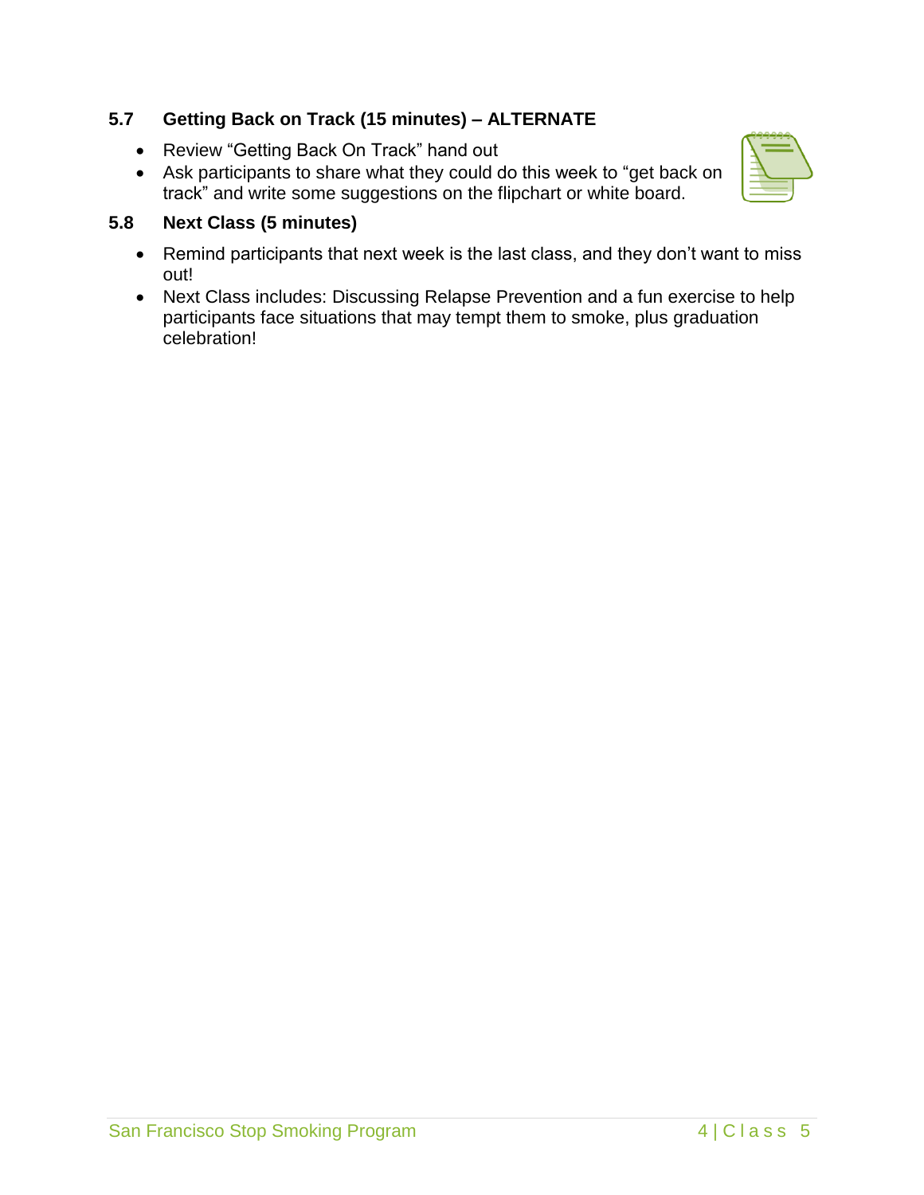### 5.7 Getting Back on Track (15 minutes) – ALTERNATE

- Review "Getting Back On Track" hand out
- Ask participants to share what they could do this week to "get back on track" and write some suggestions on the flipchart or white board.

### 5.8 Next Class (5 minutes)

- Remind participants that next week is the last class, and they don't want to miss out!
- Next Class includes: Discussing Relapse Prevention and a fun exercise to help participants face situations that may tempt them to smoke, plus graduation celebration!